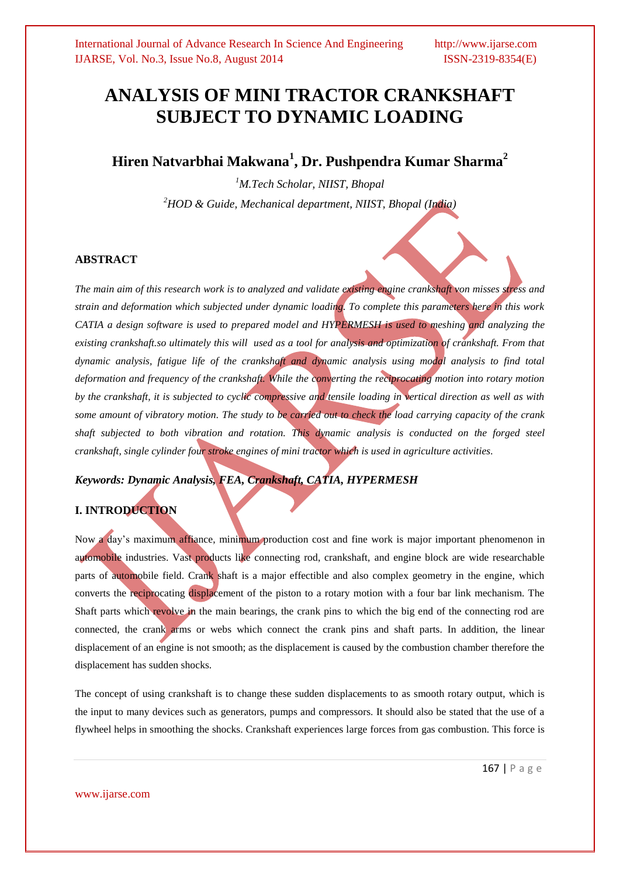# ANALYSIS OF MINI TRACTOR CRANKSHAFT SUBJECT TO DYNAMIC LOADING

## Hiren Natvarbhai Makwana[1], Dr. Pushpendra Kumar Sharma[2]

*[1]M.Tech Scholar, NIIST, Bhopal*

*[2]HOD & Guide, Mechanical department, NIIST, Bhopal (India)*

### ABSTRACT

*The main aim of this research work is to analyzed and validate existing engine crankshaft von misses stress and strain and deformation which subjected under dynamic loading. To complete this parameters here in this work CATIA a design software is used to prepared model and HYPERMESH is used to meshing and analyzing the existing crankshaft.so ultimately this will used as a tool for analysis and optimization of crankshaft. From that dynamic analysis, fatigue life of the crankshaft and dynamic analysis using modal analysis to find total deformation and frequency of the crankshaft. While the converting the reciprocating motion into rotary motion by the crankshaft, it is subjected to cyclic compressive and tensile loading in vertical direction as well as with some amount of vibratory motion. The study to be carried out to check the load carrying capacity of the crank shaft subjected to both vibration and rotation. This dynamic analysis is conducted on the forged steel crankshaft, single cylinder four stroke engines of mini tractor which is used in agriculture activities.*

***Keywords: Dynamic Analysis, FEA, Crankshaft, CATIA, HYPERMESH***

### I. INTRODUCTION

Now a day's maximum affiance, minimum production cost and fine work is major important phenomenon in automobile industries. Vast products like connecting rod, crankshaft, and engine block are wide researchable parts of automobile field. Crank shaft is a major effectible and also complex geometry in the engine, which converts the reciprocating displacement of the piston to a rotary motion with a four bar link mechanism. The Shaft parts which revolve in the main bearings, the crank pins to which the big end of the connecting rod are connected, the crank arms or webs which connect the crank pins and shaft parts. In addition, the linear displacement of an engine is not smooth; as the displacement is caused by the combustion chamber therefore the displacement has sudden shocks.

The concept of using crankshaft is to change these sudden displacements to as smooth rotary output, which is the input to many devices such as generators, pumps and compressors. It should also be stated that the use of a flywheel helps in smoothing the shocks. Crankshaft experiences large forces from gas combustion. This force is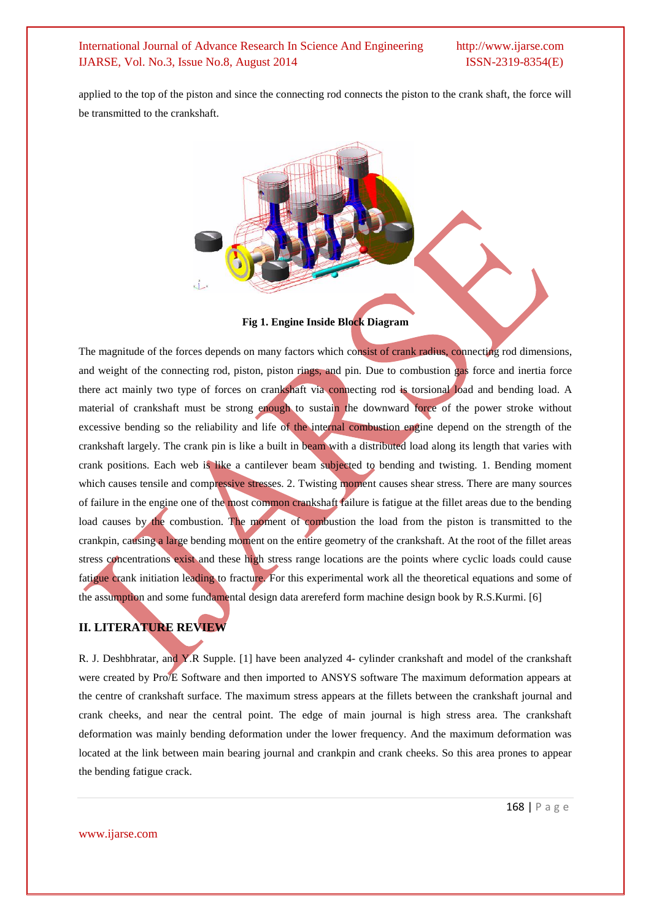applied to the top of the piston and since the connecting rod connects the piston to the crank shaft, the force will be transmitted to the crankshaft.

**Fig 1. Engine Inside Block Diagram**

The magnitude of the forces depends on many factors which consist of crank radius, connecting rod dimensions, and weight of the connecting rod, piston, piston rings, and pin. Due to combustion gas force and inertia force there act mainly two type of forces on crankshaft via connecting rod is torsional load and bending load. A material of crankshaft must be strong enough to sustain the downward force of the power stroke without excessive bending so the reliability and life of the internal combustion engine depend on the strength of the crankshaft largely. The crank pin is like a built in beam with a distributed load along its length that varies with crank positions. Each web is like a cantilever beam subjected to bending and twisting. 1. Bending moment which causes tensile and compressive stresses. 2. Twisting moment causes shear stress. There are many sources of failure in the engine one of the most common crankshaft failure is fatigue at the fillet areas due to the bending load causes by the combustion. The moment of combustion the load from the piston is transmitted to the crankpin, causing a large bending moment on the entire geometry of the crankshaft. At the root of the fillet areas stress concentrations exist and these high stress range locations are the points where cyclic loads could cause fatigue crank initiation leading to fracture. For this experimental work all the theoretical equations and some of the assumption and some fundamental design data arereferd form machine design book by R.S.Kurmi. [6]

## II. LITERATURE REVIEW

R. J. Deshbhratar, and Y.R Supple. [1] have been analyzed 4- cylinder crankshaft and model of the crankshaft were created by Pro/E Software and then imported to ANSYS software The maximum deformation appears at the centre of crankshaft surface. The maximum stress appears at the fillets between the crankshaft journal and crank cheeks, and near the central point. The edge of main journal is high stress area. The crankshaft deformation was mainly bending deformation under the lower frequency. And the maximum deformation was located at the link between main bearing journal and crankpin and crank cheeks. So this area prones to appear the bending fatigue crack.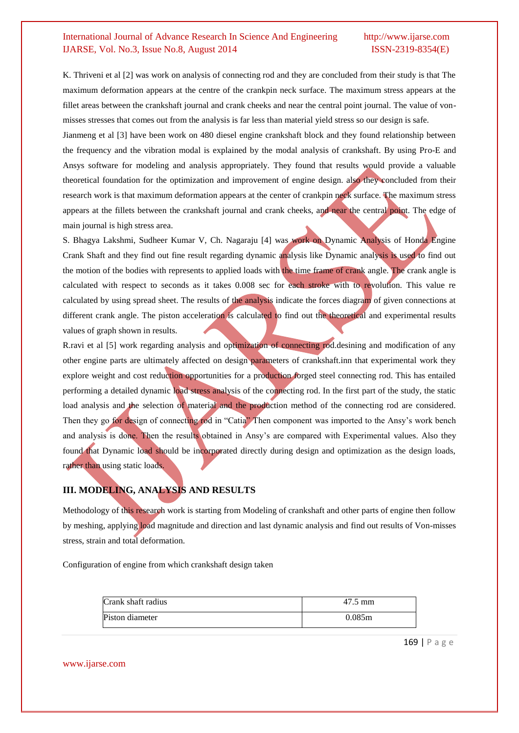K. Thriveni et al [2] was work on analysis of connecting rod and they are concluded from their study is that The maximum deformation appears at the centre of the crankpin neck surface. The maximum stress appears at the fillet areas between the crankshaft journal and crank cheeks and near the central point journal. The value of von-misses stresses that comes out from the analysis is far less than material yield stress so our design is safe.

Jianmeng et al [3] have been work on 480 diesel engine crankshaft block and they found relationship between the frequency and the vibration modal is explained by the modal analysis of crankshaft. By using Pro-E and Ansys software for modeling and analysis appropriately. They found that results would provide a valuable theoretical foundation for the optimization and improvement of engine design. also they concluded from their research work is that maximum deformation appears at the center of crankpin neck surface. The maximum stress appears at the fillets between the crankshaft journal and crank cheeks, and near the central point. The edge of main journal is high stress area.

S. Bhagya Lakshmi, Sudheer Kumar V, Ch. Nagaraju [4] was work on Dynamic Analysis of Honda Engine Crank Shaft and they find out fine result regarding dynamic analysis like Dynamic analysis is used to find out the motion of the bodies with represents to applied loads with the time frame of crank angle. The crank angle is calculated with respect to seconds as it takes 0.008 sec for each stroke with to revolution. This value re calculated by using spread sheet. The results of the analysis indicate the forces diagram of given connections at different crank angle. The piston acceleration is calculated to find out the theoretical and experimental results values of graph shown in results.

R.ravi et al [5] work regarding analysis and optimization of connecting rod.desining and modification of any other engine parts are ultimately affected on design parameters of crankshaft.inn that experimental work they explore weight and cost reduction opportunities for a production forged steel connecting rod. This has entailed performing a detailed dynamic load stress analysis of the connecting rod. In the first part of the study, the static load analysis and the selection of material and the production method of the connecting rod are considered. Then they go for design of connecting rod in "Catia" Then component was imported to the Ansy's work bench and analysis is done. Then the results obtained in Ansy's are compared with Experimental values. Also they found that Dynamic load should be incorporated directly during design and optimization as the design loads, rather than using static loads.

## III. MODELING, ANALYSIS AND RESULTS

Methodology of this research work is starting from Modeling of crankshaft and other parts of engine then follow by meshing, applying load magnitude and direction and last dynamic analysis and find out results of Von-misses stress, strain and total deformation.

Configuration of engine from which crankshaft design taken

| | |
|---|---|
| Crank shaft radius | 47.5 mm |
| Piston diameter | 0.085m |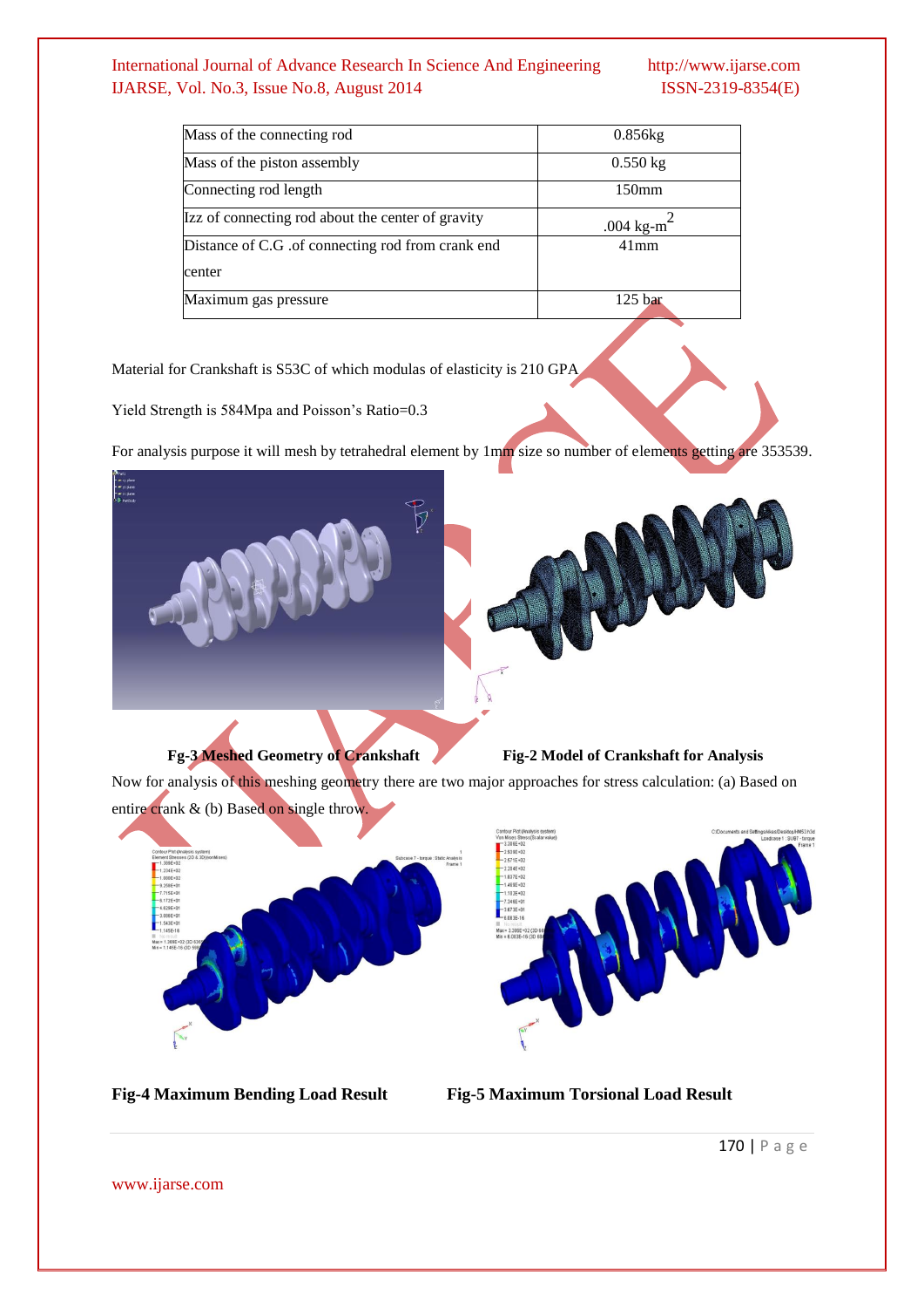| Mass of the connecting rod | 0.856kg |
|---|---|
| Mass of the piston assembly | 0.550 kg |
| Connecting rod length | 150mm |
| Izz of connecting rod about the center of gravity | .004 kg-m$^2$ |
| Distance of C.G .of connecting rod from crank end center | 41mm |
| Maximum gas pressure | 125 bar |

Material for Crankshaft is S53C of which modulas of elasticity is 210 GPA

Yield Strength is 584Mpa and Poisson's Ratio=0.3

For analysis purpose it will mesh by tetrahedral element by 1mm size so number of elements getting are 353539.

**Fg-3 Meshed Geometry of Crankshaft** **Fig-2 Model of Crankshaft for Analysis**

Now for analysis of this meshing geometry there are two major approaches for stress calculation: (a) Based on entire crank & (b) Based on single throw.

**Fig-4 Maximum Bending Load Result** **Fig-5 Maximum Torsional Load Result**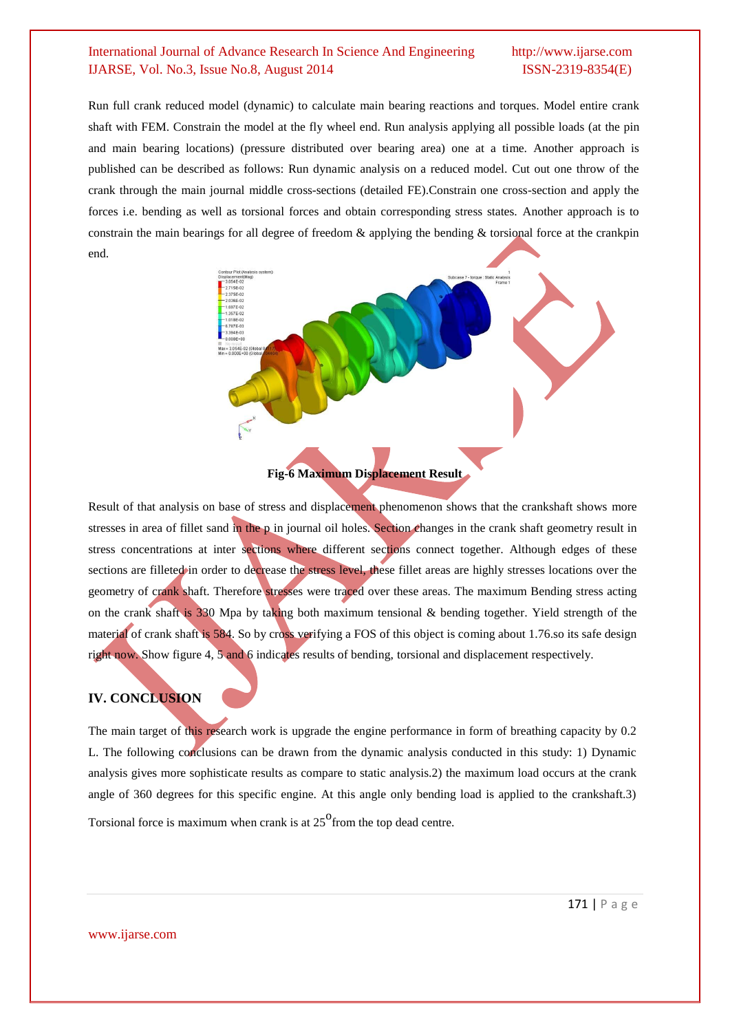Run full crank reduced model (dynamic) to calculate main bearing reactions and torques. Model entire crank shaft with FEM. Constrain the model at the fly wheel end. Run analysis applying all possible loads (at the pin and main bearing locations) (pressure distributed over bearing area) one at a time. Another approach is published can be described as follows: Run dynamic analysis on a reduced model. Cut out one throw of the crank through the main journal middle cross-sections (detailed FE).Constrain one cross-section and apply the forces i.e. bending as well as torsional forces and obtain corresponding stress states. Another approach is to constrain the main bearings for all degree of freedom & applying the bending & torsional force at the crankpin end.

**Fig-6 Maximum Displacement Result**

Result of that analysis on base of stress and displacement phenomenon shows that the crankshaft shows more stresses in area of fillet sand in the p in journal oil holes. Section changes in the crank shaft geometry result in stress concentrations at inter sections where different sections connect together. Although edges of these sections are filleted in order to decrease the stress level, these fillet areas are highly stresses locations over the geometry of crank shaft. Therefore stresses were traced over these areas. The maximum Bending stress acting on the crank shaft is 330 Mpa by taking both maximum tensional & bending together. Yield strength of the material of crank shaft is 584. So by cross verifying a FOS of this object is coming about 1.76.so its safe design right now. Show figure 4, 5 and 6 indicates results of bending, torsional and displacement respectively.

## IV. CONCLUSION

The main target of this research work is upgrade the engine performance in form of breathing capacity by 0.2 L. The following conclusions can be drawn from the dynamic analysis conducted in this study: 1) Dynamic analysis gives more sophisticate results as compare to static analysis.2) the maximum load occurs at the crank angle of 360 degrees for this specific engine. At this angle only bending load is applied to the crankshaft.3) Torsional force is maximum when crank is at $25^{o}$from the top dead centre.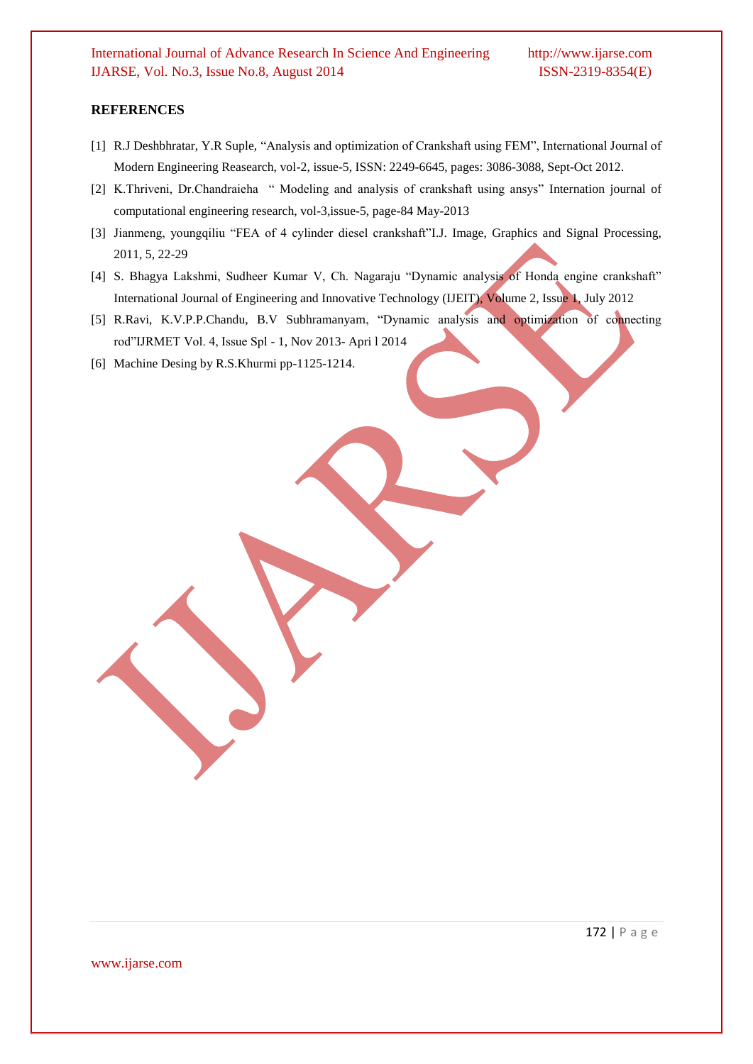## REFERENCES

[1] R.J Deshbhratar, Y.R Suple, "Analysis and optimization of Crankshaft using FEM", International Journal of Modern Engineering Reasearch, vol-2, issue-5, ISSN: 2249-6645, pages: 3086-3088, Sept-Oct 2012.

[2] K.Thriveni, Dr.Chandraieha " Modeling and analysis of crankshaft using ansys" Internation journal of computational engineering research, vol-3,issue-5, page-84 May-2013

[3] Jianmeng, youngqiliu "FEA of 4 cylinder diesel crankshaft"I.J. Image, Graphics and Signal Processing, 2011, 5, 22-29

[4] S. Bhagya Lakshmi, Sudheer Kumar V, Ch. Nagaraju "Dynamic analysis of Honda engine crankshaft" International Journal of Engineering and Innovative Technology (IJEIT), Volume 2, Issue 1, July 2012

[5] R.Ravi, K.V.P.P.Chandu, B.V Subhramanyam, "Dynamic analysis and optimization of connecting rod"IJRMET Vol. 4, Issue Spl - 1, Nov 2013- Apri l 2014

[6] Machine Desing by R.S.Khurmi pp-1125-1214.